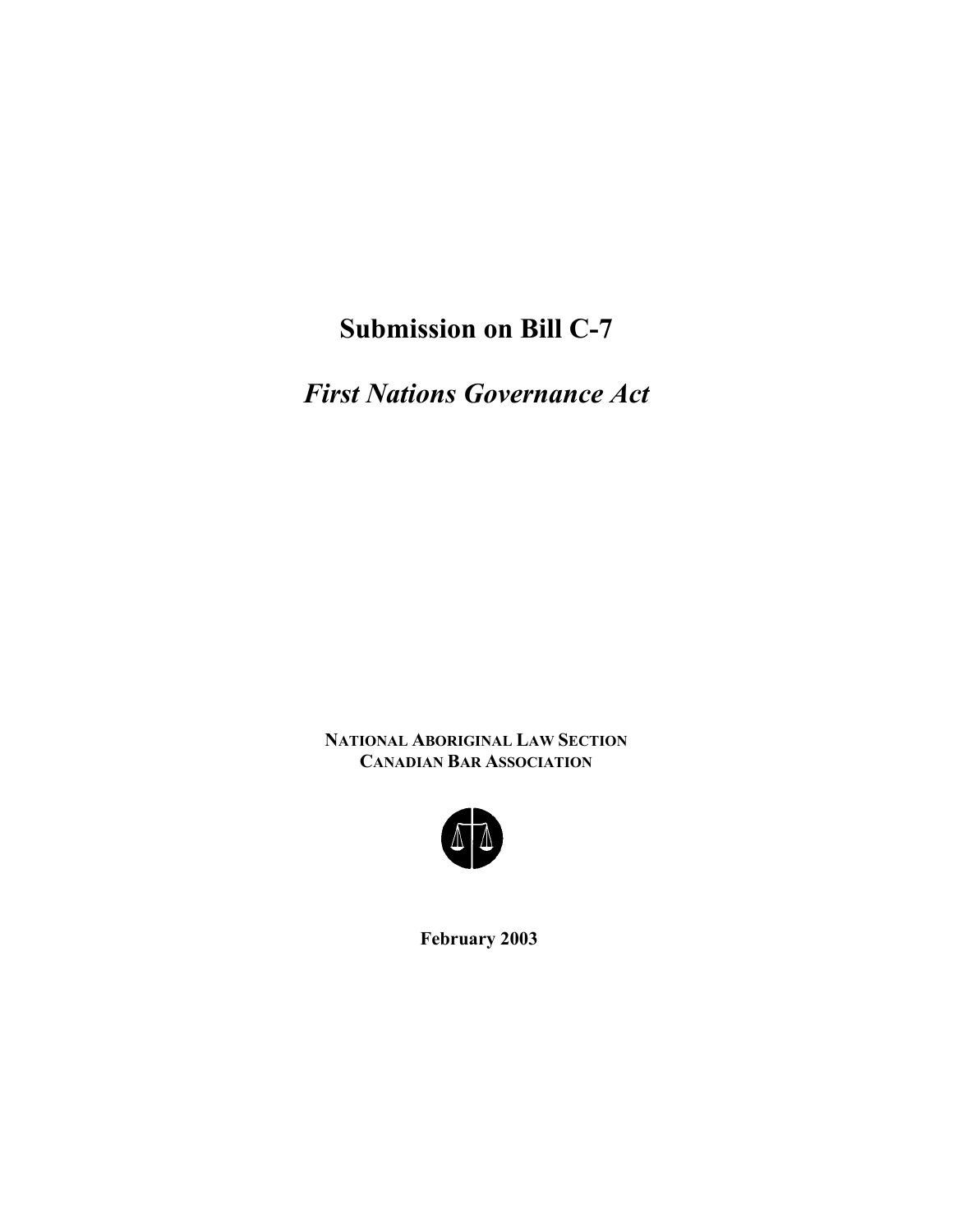# Submission on Bill C-7

## *First Nations Governance Act*

**NATIONAL ABORIGINAL LAW SECTION**
**CANADIAN BAR ASSOCIATION**

**February 2003**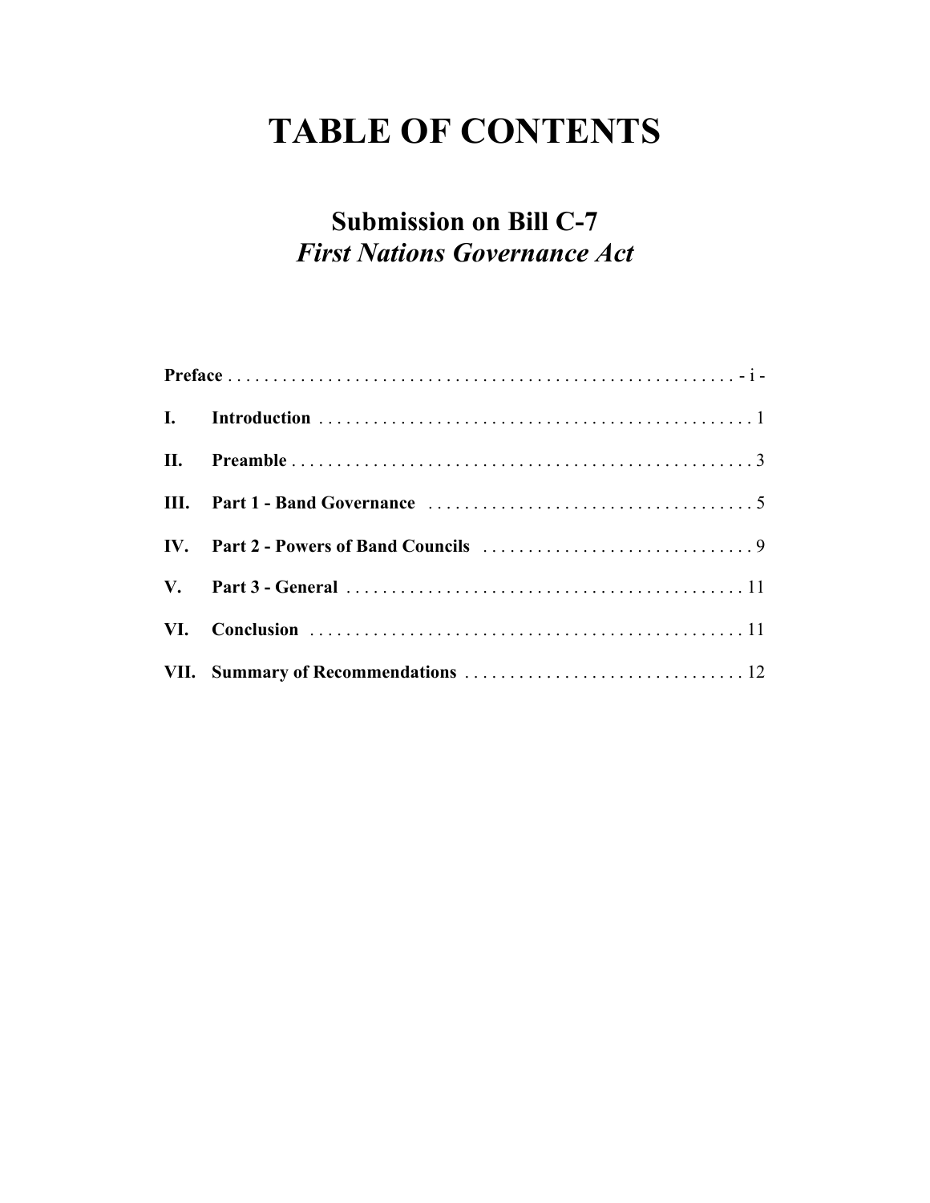# TABLE OF CONTENTS

## Submission on Bill C-7
## *First Nations Governance Act*

**Preface** . . . . . . . . . . . . . . . . . . . . . . . . . . . . . . . . . . . . . . . . . . . . . . . . . . . . . . . . - i -

**I. Introduction** . . . . . . . . . . . . . . . . . . . . . . . . . . . . . . . . . . . . . . . . . . . . . . . . . 1

**II. Preamble** . . . . . . . . . . . . . . . . . . . . . . . . . . . . . . . . . . . . . . . . . . . . . . . . . . . 3

**III. Part 1 - Band Governance** . . . . . . . . . . . . . . . . . . . . . . . . . . . . . . . . . . . . . 5

**IV. Part 2 - Powers of Band Councils** . . . . . . . . . . . . . . . . . . . . . . . . . . . . . . 9

**V. Part 3 - General** . . . . . . . . . . . . . . . . . . . . . . . . . . . . . . . . . . . . . . . . . . . . 11

**VI. Conclusion** . . . . . . . . . . . . . . . . . . . . . . . . . . . . . . . . . . . . . . . . . . . . . . . . 11

**VII. Summary of Recommendations** . . . . . . . . . . . . . . . . . . . . . . . . . . . . . . . 12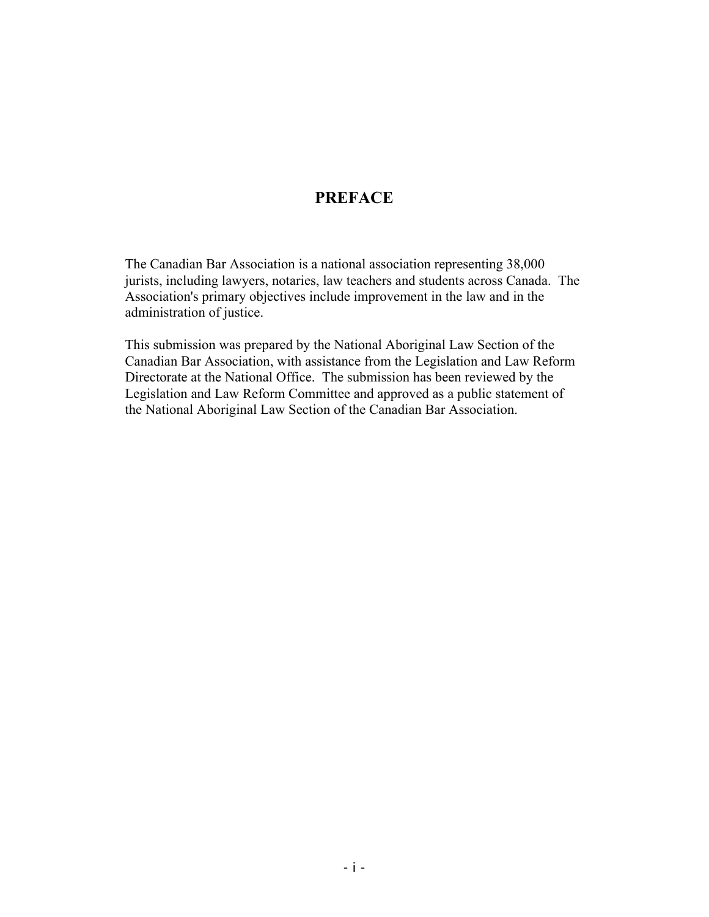## PREFACE

The Canadian Bar Association is a national association representing 38,000 jurists, including lawyers, notaries, law teachers and students across Canada. The Association's primary objectives include improvement in the law and in the administration of justice.

This submission was prepared by the National Aboriginal Law Section of the Canadian Bar Association, with assistance from the Legislation and Law Reform Directorate at the National Office. The submission has been reviewed by the Legislation and Law Reform Committee and approved as a public statement of the National Aboriginal Law Section of the Canadian Bar Association.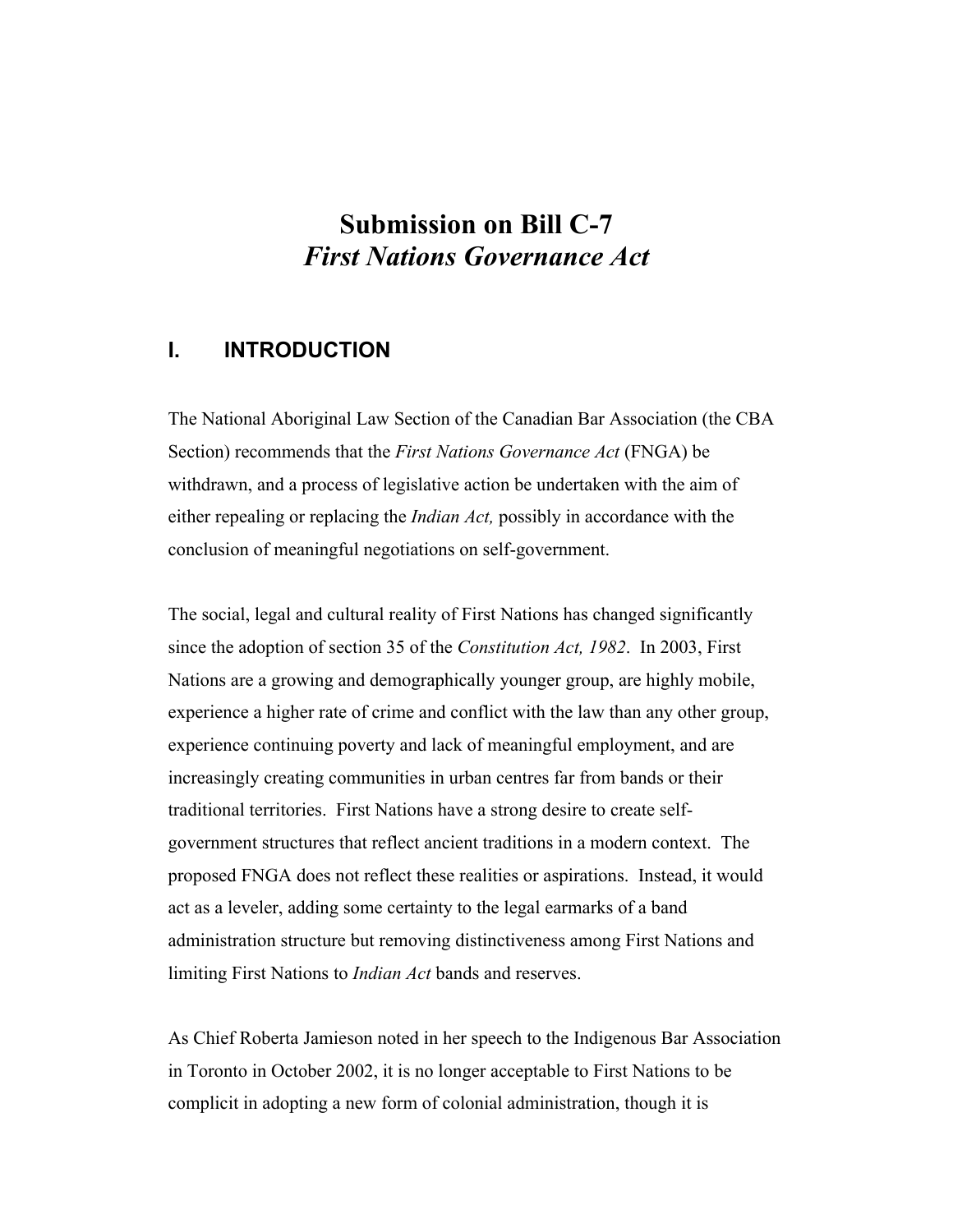# Submission on Bill C-7
## *First Nations Governance Act*

## I. INTRODUCTION

The National Aboriginal Law Section of the Canadian Bar Association (the CBA Section) recommends that the *First Nations Governance Act* (FNGA) be withdrawn, and a process of legislative action be undertaken with the aim of either repealing or replacing the *Indian Act,* possibly in accordance with the conclusion of meaningful negotiations on self-government.

The social, legal and cultural reality of First Nations has changed significantly since the adoption of section 35 of the *Constitution Act, 1982*. In 2003, First Nations are a growing and demographically younger group, are highly mobile, experience a higher rate of crime and conflict with the law than any other group, experience continuing poverty and lack of meaningful employment, and are increasingly creating communities in urban centres far from bands or their traditional territories. First Nations have a strong desire to create self-government structures that reflect ancient traditions in a modern context. The proposed FNGA does not reflect these realities or aspirations. Instead, it would act as a leveler, adding some certainty to the legal earmarks of a band administration structure but removing distinctiveness among First Nations and limiting First Nations to *Indian Act* bands and reserves.

As Chief Roberta Jamieson noted in her speech to the Indigenous Bar Association in Toronto in October 2002, it is no longer acceptable to First Nations to be complicit in adopting a new form of colonial administration, though it is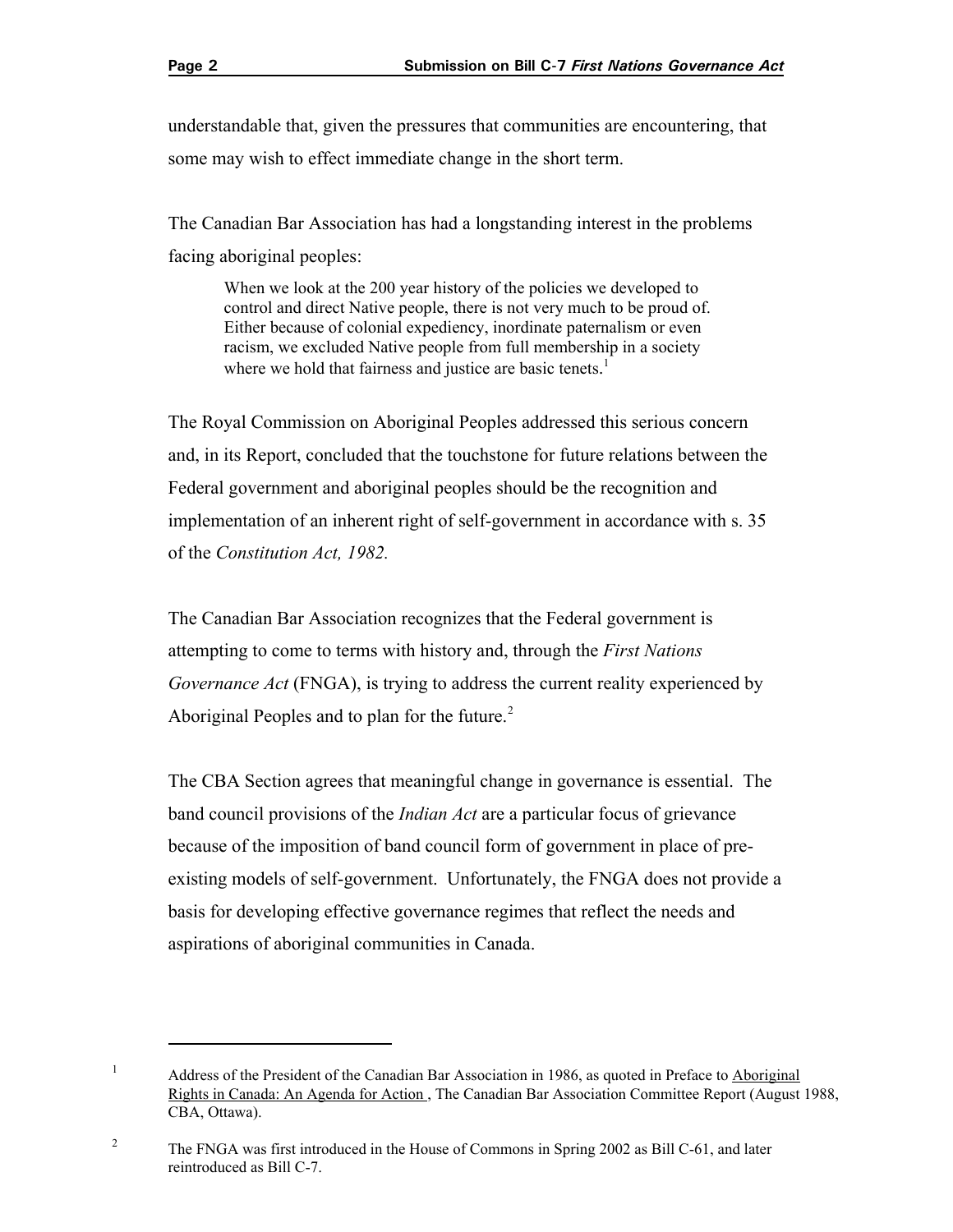understandable that, given the pressures that communities are encountering, that some may wish to effect immediate change in the short term.

The Canadian Bar Association has had a longstanding interest in the problems facing aboriginal peoples:

> When we look at the 200 year history of the policies we developed to control and direct Native people, there is not very much to be proud of. Either because of colonial expediency, inordinate paternalism or even racism, we excluded Native people from full membership in a society where we hold that fairness and justice are basic tenets.[1]

The Royal Commission on Aboriginal Peoples addressed this serious concern and, in its Report, concluded that the touchstone for future relations between the Federal government and aboriginal peoples should be the recognition and implementation of an inherent right of self-government in accordance with s. 35 of the *Constitution Act, 1982.*

The Canadian Bar Association recognizes that the Federal government is attempting to come to terms with history and, through the *First Nations Governance Act* (FNGA), is trying to address the current reality experienced by Aboriginal Peoples and to plan for the future.[2]

The CBA Section agrees that meaningful change in governance is essential. The band council provisions of the *Indian Act* are a particular focus of grievance because of the imposition of band council form of government in place of pre-existing models of self-government. Unfortunately, the FNGA does not provide a basis for developing effective governance regimes that reflect the needs and aspirations of aboriginal communities in Canada.

---

[1] Address of the President of the Canadian Bar Association in 1986, as quoted in Preface to Aboriginal Rights in Canada: An Agenda for Action , The Canadian Bar Association Committee Report (August 1988, CBA, Ottawa).

[2] The FNGA was first introduced in the House of Commons in Spring 2002 as Bill C-61, and later reintroduced as Bill C-7.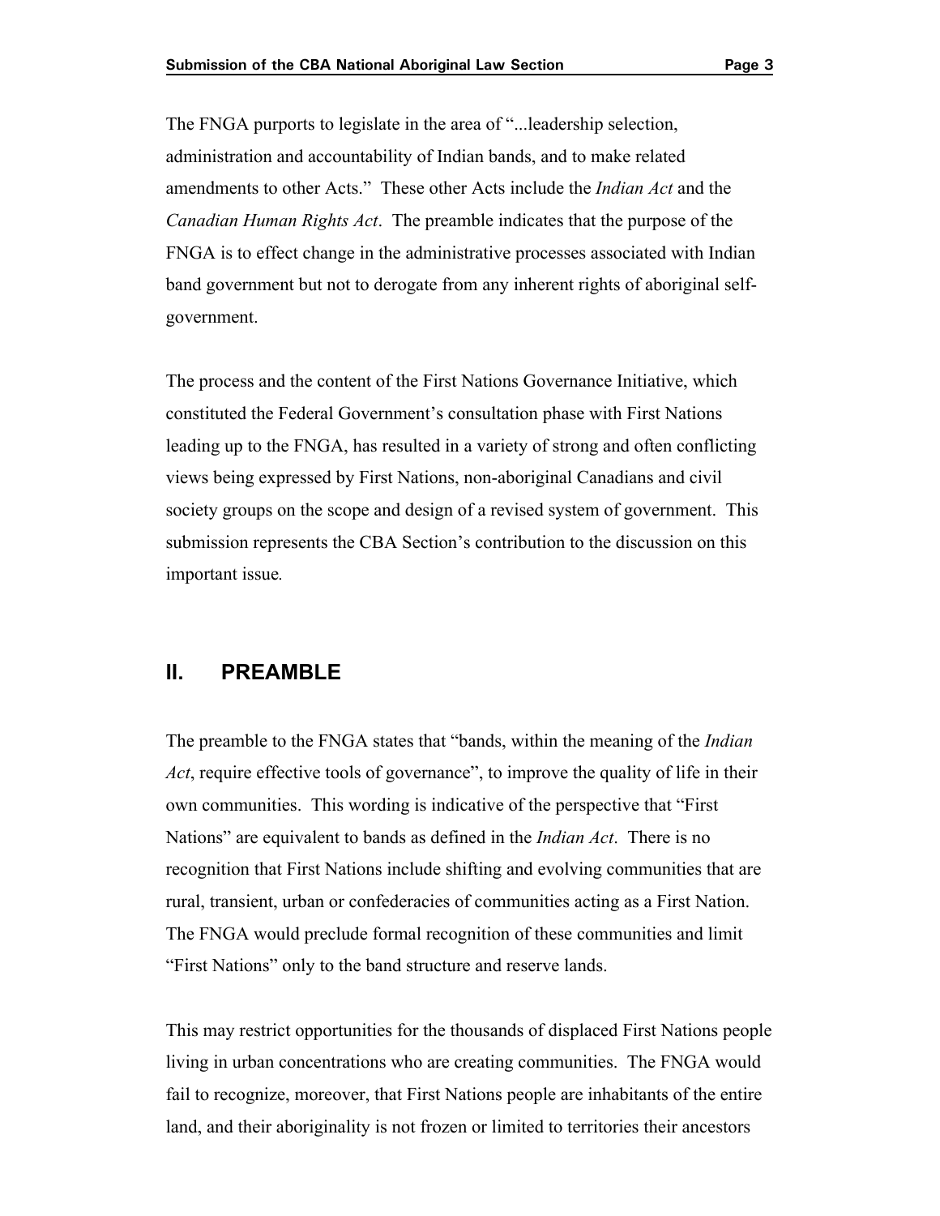The FNGA purports to legislate in the area of "...leadership selection, administration and accountability of Indian bands, and to make related amendments to other Acts." These other Acts include the *Indian Act* and the *Canadian Human Rights Act*. The preamble indicates that the purpose of the FNGA is to effect change in the administrative processes associated with Indian band government but not to derogate from any inherent rights of aboriginal self-government.

The process and the content of the First Nations Governance Initiative, which constituted the Federal Government's consultation phase with First Nations leading up to the FNGA, has resulted in a variety of strong and often conflicting views being expressed by First Nations, non-aboriginal Canadians and civil society groups on the scope and design of a revised system of government. This submission represents the CBA Section's contribution to the discussion on this important issue.

## II. PREAMBLE

The preamble to the FNGA states that "bands, within the meaning of the *Indian Act*, require effective tools of governance", to improve the quality of life in their own communities. This wording is indicative of the perspective that "First Nations" are equivalent to bands as defined in the *Indian Act*. There is no recognition that First Nations include shifting and evolving communities that are rural, transient, urban or confederacies of communities acting as a First Nation. The FNGA would preclude formal recognition of these communities and limit "First Nations" only to the band structure and reserve lands.

This may restrict opportunities for the thousands of displaced First Nations people living in urban concentrations who are creating communities. The FNGA would fail to recognize, moreover, that First Nations people are inhabitants of the entire land, and their aboriginality is not frozen or limited to territories their ancestors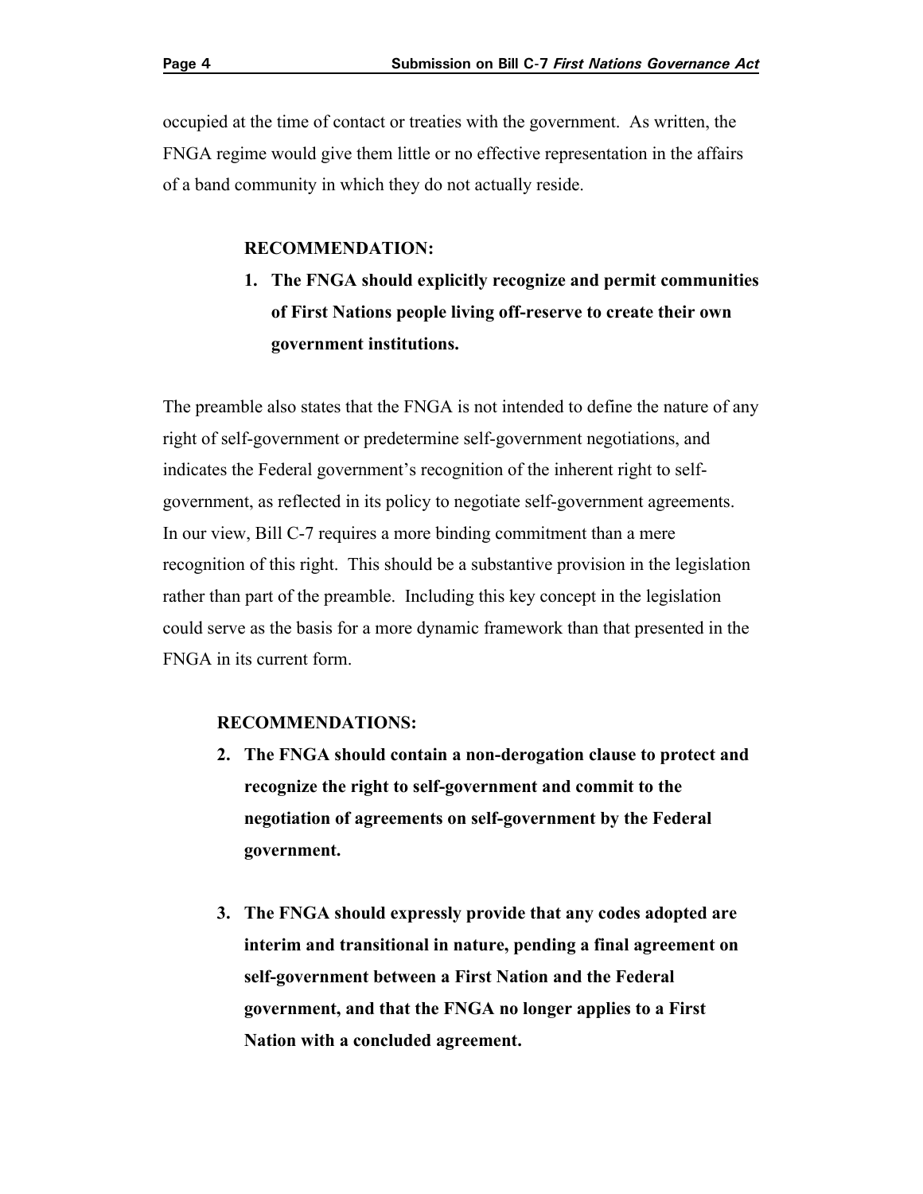occupied at the time of contact or treaties with the government. As written, the FNGA regime would give them little or no effective representation in the affairs of a band community in which they do not actually reside.

**RECOMMENDATION:**

1. **The FNGA should explicitly recognize and permit communities of First Nations people living off-reserve to create their own government institutions.**

The preamble also states that the FNGA is not intended to define the nature of any right of self-government or predetermine self-government negotiations, and indicates the Federal government's recognition of the inherent right to self-government, as reflected in its policy to negotiate self-government agreements. In our view, Bill C-7 requires a more binding commitment than a mere recognition of this right. This should be a substantive provision in the legislation rather than part of the preamble. Including this key concept in the legislation could serve as the basis for a more dynamic framework than that presented in the FNGA in its current form.

**RECOMMENDATIONS:**

2. **The FNGA should contain a non-derogation clause to protect and recognize the right to self-government and commit to the negotiation of agreements on self-government by the Federal government.**

3. **The FNGA should expressly provide that any codes adopted are interim and transitional in nature, pending a final agreement on self-government between a First Nation and the Federal government, and that the FNGA no longer applies to a First Nation with a concluded agreement.**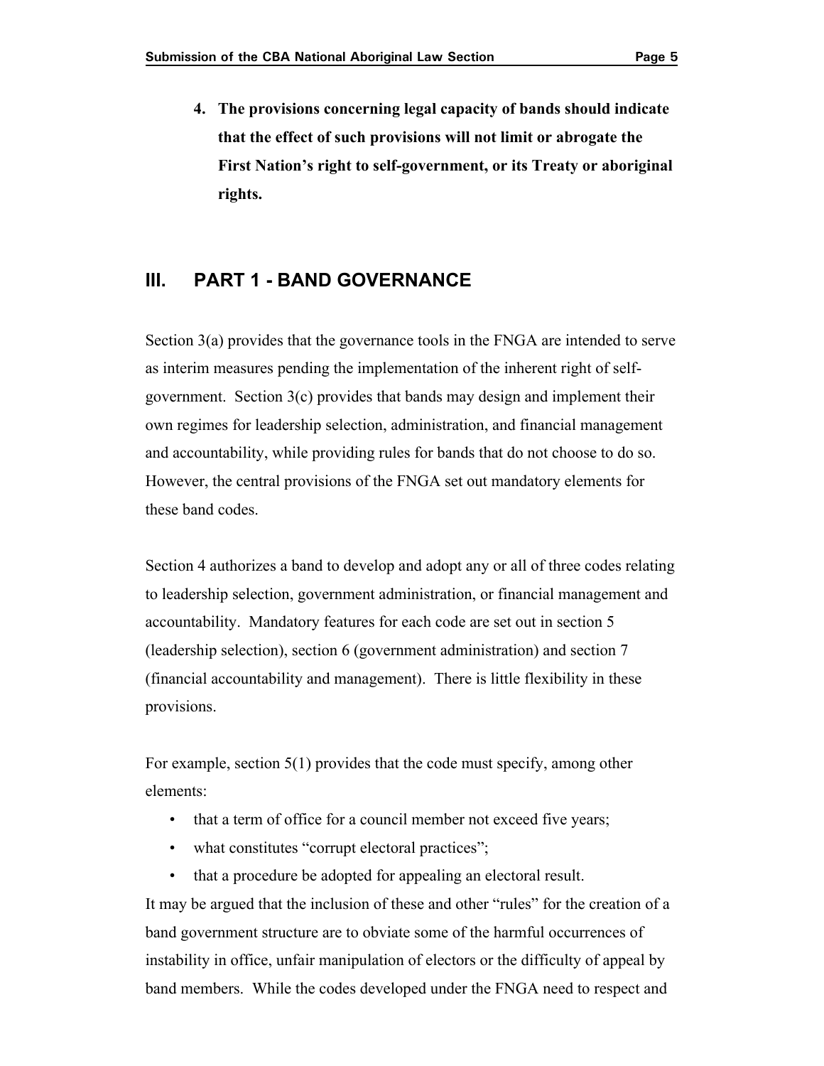4. **The provisions concerning legal capacity of bands should indicate that the effect of such provisions will not limit or abrogate the First Nation's right to self-government, or its Treaty or aboriginal rights.**

## III. PART 1 - BAND GOVERNANCE

Section 3(a) provides that the governance tools in the FNGA are intended to serve as interim measures pending the implementation of the inherent right of self-government. Section 3(c) provides that bands may design and implement their own regimes for leadership selection, administration, and financial management and accountability, while providing rules for bands that do not choose to do so. However, the central provisions of the FNGA set out mandatory elements for these band codes.

Section 4 authorizes a band to develop and adopt any or all of three codes relating to leadership selection, government administration, or financial management and accountability. Mandatory features for each code are set out in section 5 (leadership selection), section 6 (government administration) and section 7 (financial accountability and management). There is little flexibility in these provisions.

For example, section 5(1) provides that the code must specify, among other elements:

- that a term of office for a council member not exceed five years;
- what constitutes "corrupt electoral practices";
- that a procedure be adopted for appealing an electoral result.

It may be argued that the inclusion of these and other "rules" for the creation of a band government structure are to obviate some of the harmful occurrences of instability in office, unfair manipulation of electors or the difficulty of appeal by band members. While the codes developed under the FNGA need to respect and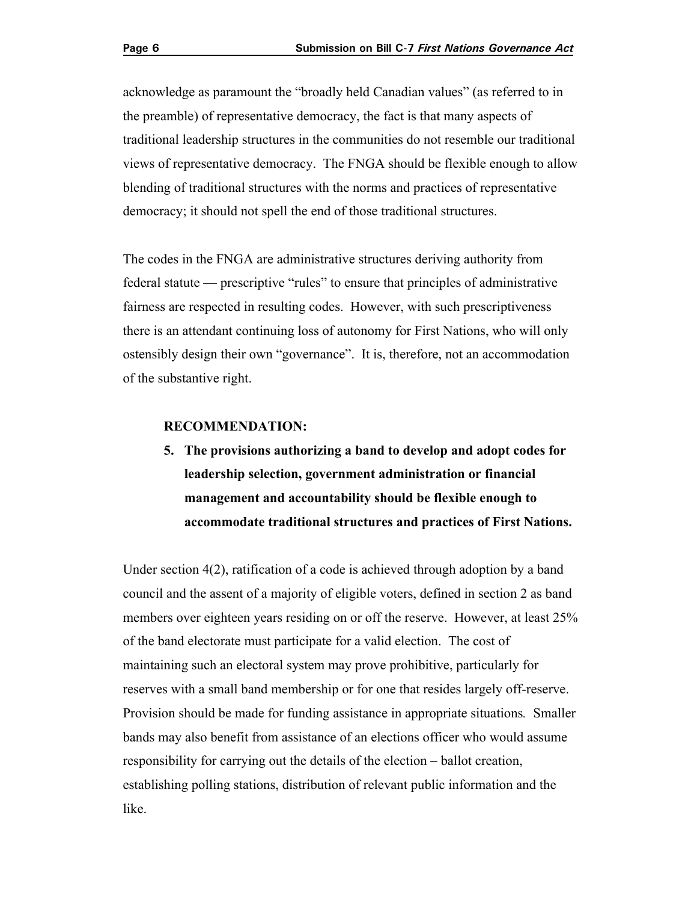acknowledge as paramount the "broadly held Canadian values" (as referred to in the preamble) of representative democracy, the fact is that many aspects of traditional leadership structures in the communities do not resemble our traditional views of representative democracy. The FNGA should be flexible enough to allow blending of traditional structures with the norms and practices of representative democracy; it should not spell the end of those traditional structures.

The codes in the FNGA are administrative structures deriving authority from federal statute — prescriptive "rules" to ensure that principles of administrative fairness are respected in resulting codes. However, with such prescriptiveness there is an attendant continuing loss of autonomy for First Nations, who will only ostensibly design their own "governance". It is, therefore, not an accommodation of the substantive right.

**RECOMMENDATION:**

5. **The provisions authorizing a band to develop and adopt codes for leadership selection, government administration or financial management and accountability should be flexible enough to accommodate traditional structures and practices of First Nations.**

Under section 4(2), ratification of a code is achieved through adoption by a band council and the assent of a majority of eligible voters, defined in section 2 as band members over eighteen years residing on or off the reserve. However, at least 25% of the band electorate must participate for a valid election. The cost of maintaining such an electoral system may prove prohibitive, particularly for reserves with a small band membership or for one that resides largely off-reserve. Provision should be made for funding assistance in appropriate situations. Smaller bands may also benefit from assistance of an elections officer who would assume responsibility for carrying out the details of the election – ballot creation, establishing polling stations, distribution of relevant public information and the like.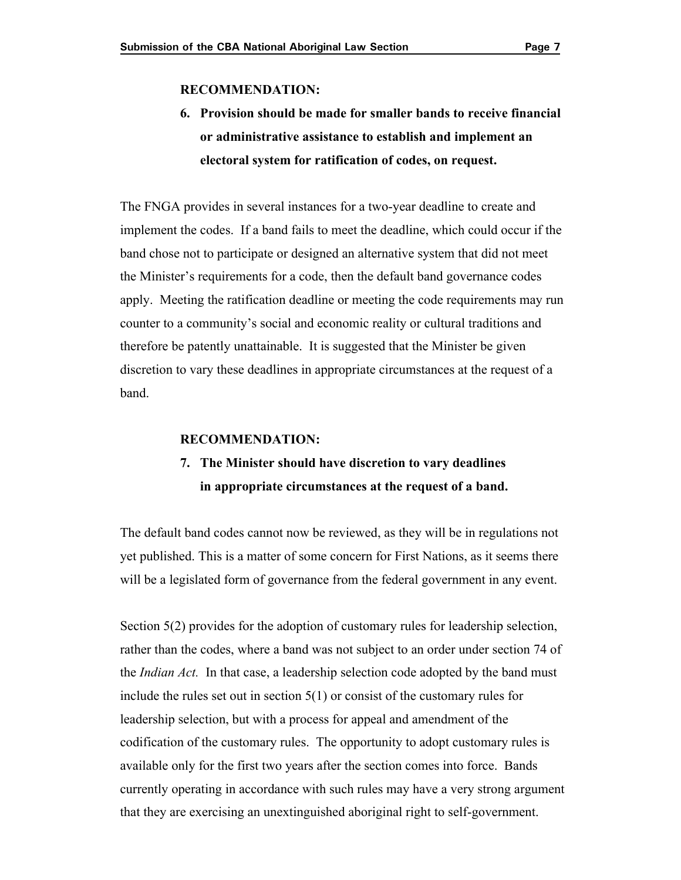**RECOMMENDATION:**

6. **Provision should be made for smaller bands to receive financial or administrative assistance to establish and implement an electoral system for ratification of codes, on request.**

The FNGA provides in several instances for a two-year deadline to create and implement the codes. If a band fails to meet the deadline, which could occur if the band chose not to participate or designed an alternative system that did not meet the Minister's requirements for a code, then the default band governance codes apply. Meeting the ratification deadline or meeting the code requirements may run counter to a community's social and economic reality or cultural traditions and therefore be patently unattainable. It is suggested that the Minister be given discretion to vary these deadlines in appropriate circumstances at the request of a band.

**RECOMMENDATION:**

7. **The Minister should have discretion to vary deadlines in appropriate circumstances at the request of a band.**

The default band codes cannot now be reviewed, as they will be in regulations not yet published. This is a matter of some concern for First Nations, as it seems there will be a legislated form of governance from the federal government in any event.

Section 5(2) provides for the adoption of customary rules for leadership selection, rather than the codes, where a band was not subject to an order under section 74 of the *Indian Act.* In that case, a leadership selection code adopted by the band must include the rules set out in section 5(1) or consist of the customary rules for leadership selection, but with a process for appeal and amendment of the codification of the customary rules. The opportunity to adopt customary rules is available only for the first two years after the section comes into force. Bands currently operating in accordance with such rules may have a very strong argument that they are exercising an unextinguished aboriginal right to self-government.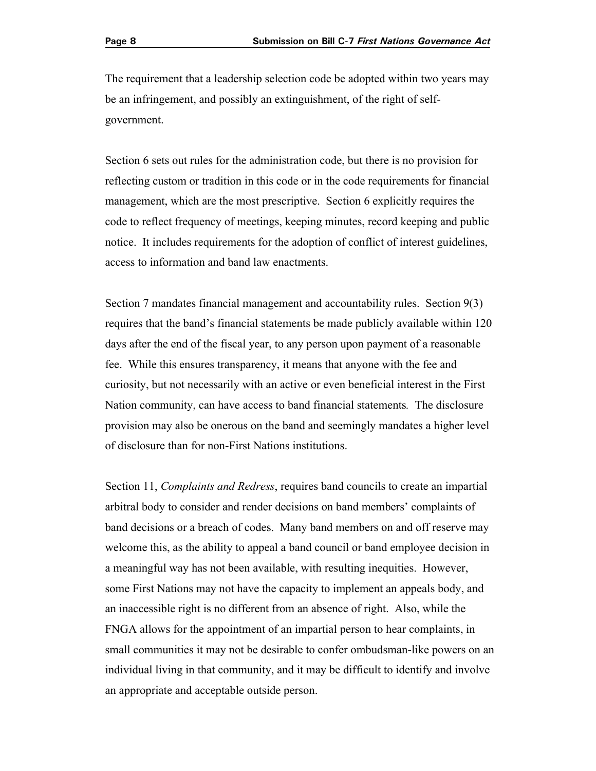The requirement that a leadership selection code be adopted within two years may be an infringement, and possibly an extinguishment, of the right of self-government.

Section 6 sets out rules for the administration code, but there is no provision for reflecting custom or tradition in this code or in the code requirements for financial management, which are the most prescriptive. Section 6 explicitly requires the code to reflect frequency of meetings, keeping minutes, record keeping and public notice. It includes requirements for the adoption of conflict of interest guidelines, access to information and band law enactments.

Section 7 mandates financial management and accountability rules. Section 9(3) requires that the band's financial statements be made publicly available within 120 days after the end of the fiscal year, to any person upon payment of a reasonable fee. While this ensures transparency, it means that anyone with the fee and curiosity, but not necessarily with an active or even beneficial interest in the First Nation community, can have access to band financial statements. The disclosure provision may also be onerous on the band and seemingly mandates a higher level of disclosure than for non-First Nations institutions.

Section 11, *Complaints and Redress*, requires band councils to create an impartial arbitral body to consider and render decisions on band members' complaints of band decisions or a breach of codes. Many band members on and off reserve may welcome this, as the ability to appeal a band council or band employee decision in a meaningful way has not been available, with resulting inequities. However, some First Nations may not have the capacity to implement an appeals body, and an inaccessible right is no different from an absence of right. Also, while the FNGA allows for the appointment of an impartial person to hear complaints, in small communities it may not be desirable to confer ombudsman-like powers on an individual living in that community, and it may be difficult to identify and involve an appropriate and acceptable outside person.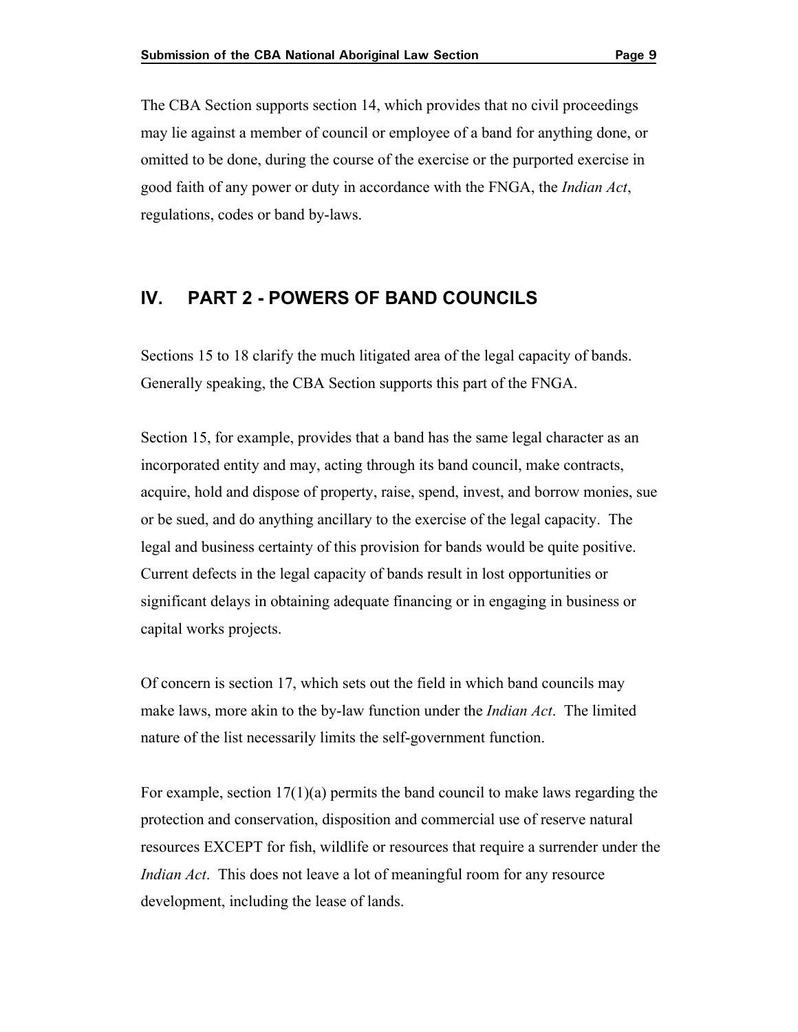The CBA Section supports section 14, which provides that no civil proceedings may lie against a member of council or employee of a band for anything done, or omitted to be done, during the course of the exercise or the purported exercise in good faith of any power or duty in accordance with the FNGA, the *Indian Act*, regulations, codes or band by-laws.

## IV. PART 2 - POWERS OF BAND COUNCILS

Sections 15 to 18 clarify the much litigated area of the legal capacity of bands. Generally speaking, the CBA Section supports this part of the FNGA.

Section 15, for example, provides that a band has the same legal character as an incorporated entity and may, acting through its band council, make contracts, acquire, hold and dispose of property, raise, spend, invest, and borrow monies, sue or be sued, and do anything ancillary to the exercise of the legal capacity. The legal and business certainty of this provision for bands would be quite positive. Current defects in the legal capacity of bands result in lost opportunities or significant delays in obtaining adequate financing or in engaging in business or capital works projects.

Of concern is section 17, which sets out the field in which band councils may make laws, more akin to the by-law function under the *Indian Act*. The limited nature of the list necessarily limits the self-government function.

For example, section 17(1)(a) permits the band council to make laws regarding the protection and conservation, disposition and commercial use of reserve natural resources EXCEPT for fish, wildlife or resources that require a surrender under the *Indian Act*. This does not leave a lot of meaningful room for any resource development, including the lease of lands.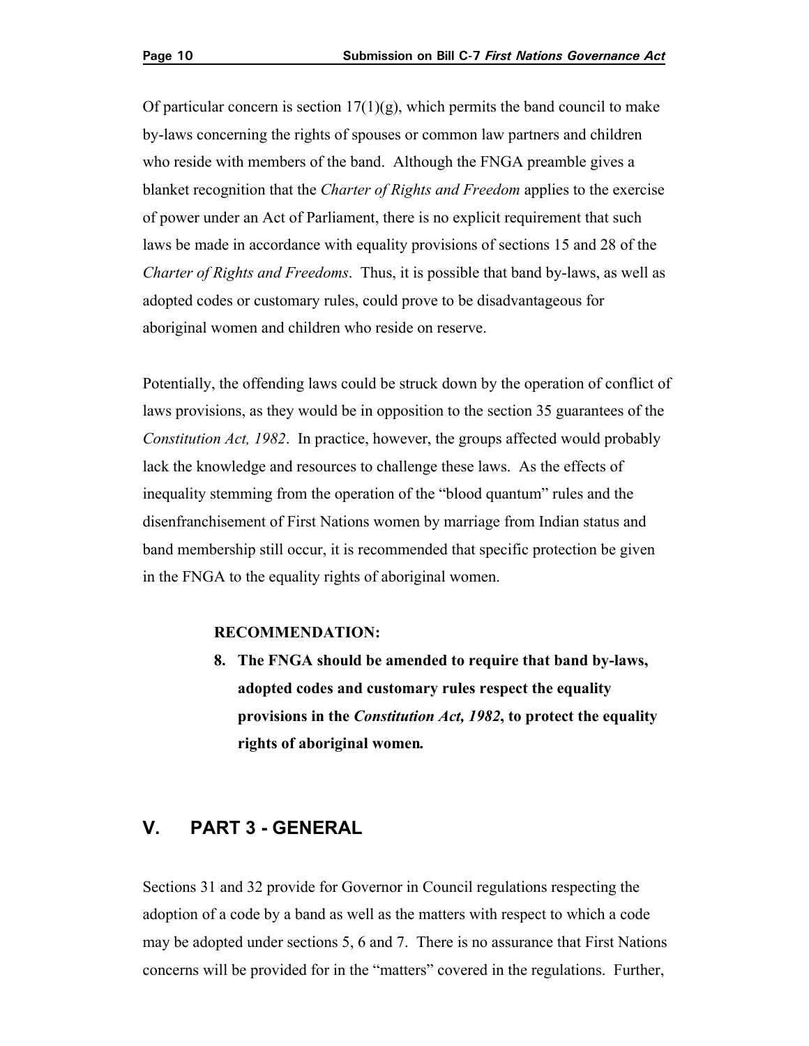Of particular concern is section 17(1)(g), which permits the band council to make by-laws concerning the rights of spouses or common law partners and children who reside with members of the band. Although the FNGA preamble gives a blanket recognition that the *Charter of Rights and Freedom* applies to the exercise of power under an Act of Parliament, there is no explicit requirement that such laws be made in accordance with equality provisions of sections 15 and 28 of the *Charter of Rights and Freedoms*. Thus, it is possible that band by-laws, as well as adopted codes or customary rules, could prove to be disadvantageous for aboriginal women and children who reside on reserve.

Potentially, the offending laws could be struck down by the operation of conflict of laws provisions, as they would be in opposition to the section 35 guarantees of the *Constitution Act, 1982*. In practice, however, the groups affected would probably lack the knowledge and resources to challenge these laws. As the effects of inequality stemming from the operation of the "blood quantum" rules and the disenfranchisement of First Nations women by marriage from Indian status and band membership still occur, it is recommended that specific protection be given in the FNGA to the equality rights of aboriginal women.

**RECOMMENDATION:**

8. **The FNGA should be amended to require that band by-laws, adopted codes and customary rules respect the equality provisions in the *Constitution Act, 1982*, to protect the equality rights of aboriginal women.**

## V. PART 3 - GENERAL

Sections 31 and 32 provide for Governor in Council regulations respecting the adoption of a code by a band as well as the matters with respect to which a code may be adopted under sections 5, 6 and 7. There is no assurance that First Nations concerns will be provided for in the "matters" covered in the regulations. Further,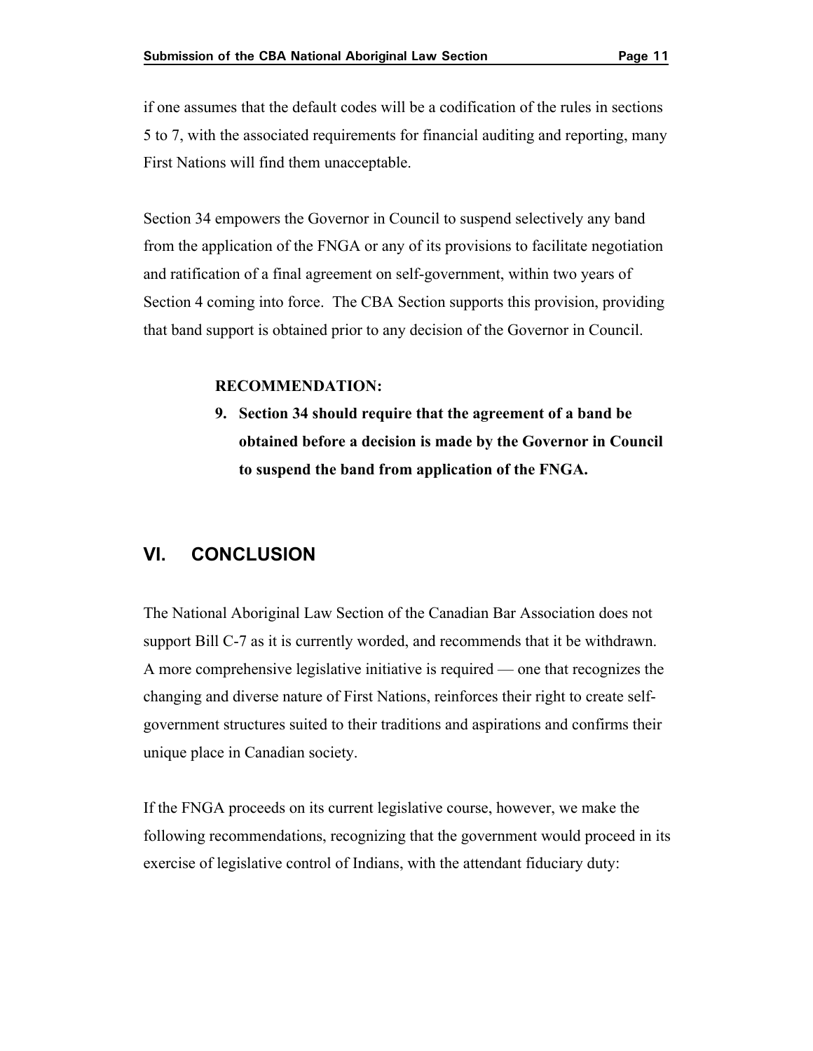if one assumes that the default codes will be a codification of the rules in sections 5 to 7, with the associated requirements for financial auditing and reporting, many First Nations will find them unacceptable.

Section 34 empowers the Governor in Council to suspend selectively any band from the application of the FNGA or any of its provisions to facilitate negotiation and ratification of a final agreement on self-government, within two years of Section 4 coming into force. The CBA Section supports this provision, providing that band support is obtained prior to any decision of the Governor in Council.

> **RECOMMENDATION:**
>
> **9. Section 34 should require that the agreement of a band be obtained before a decision is made by the Governor in Council to suspend the band from application of the FNGA.**

## VI. CONCLUSION

The National Aboriginal Law Section of the Canadian Bar Association does not support Bill C-7 as it is currently worded, and recommends that it be withdrawn. A more comprehensive legislative initiative is required — one that recognizes the changing and diverse nature of First Nations, reinforces their right to create self-government structures suited to their traditions and aspirations and confirms their unique place in Canadian society.

If the FNGA proceeds on its current legislative course, however, we make the following recommendations, recognizing that the government would proceed in its exercise of legislative control of Indians, with the attendant fiduciary duty: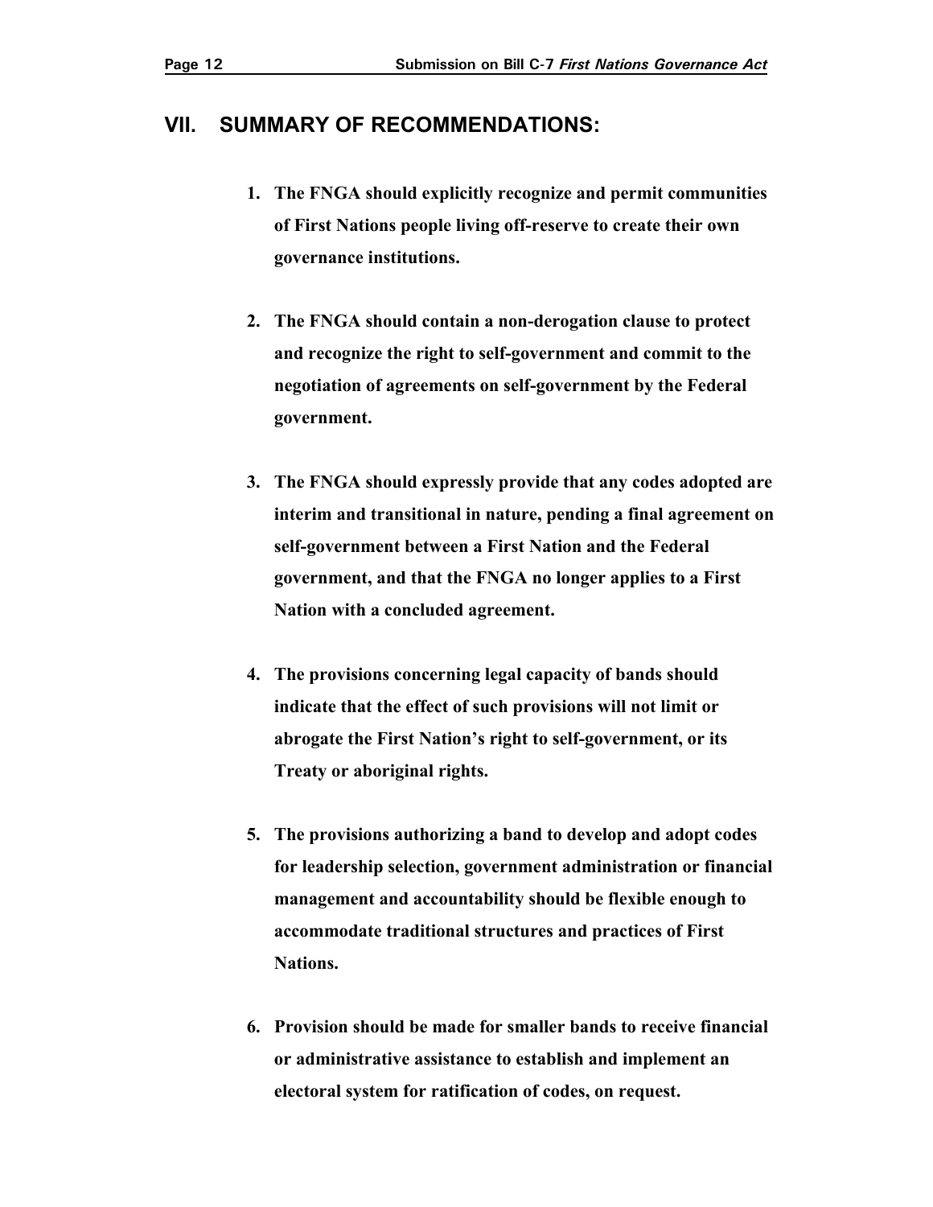## VII. SUMMARY OF RECOMMENDATIONS:

1. **The FNGA should explicitly recognize and permit communities of First Nations people living off-reserve to create their own governance institutions.**

2. **The FNGA should contain a non-derogation clause to protect and recognize the right to self-government and commit to the negotiation of agreements on self-government by the Federal government.**

3. **The FNGA should expressly provide that any codes adopted are interim and transitional in nature, pending a final agreement on self-government between a First Nation and the Federal government, and that the FNGA no longer applies to a First Nation with a concluded agreement.**

4. **The provisions concerning legal capacity of bands should indicate that the effect of such provisions will not limit or abrogate the First Nation's right to self-government, or its Treaty or aboriginal rights.**

5. **The provisions authorizing a band to develop and adopt codes for leadership selection, government administration or financial management and accountability should be flexible enough to accommodate traditional structures and practices of First Nations.**

6. **Provision should be made for smaller bands to receive financial or administrative assistance to establish and implement an electoral system for ratification of codes, on request.**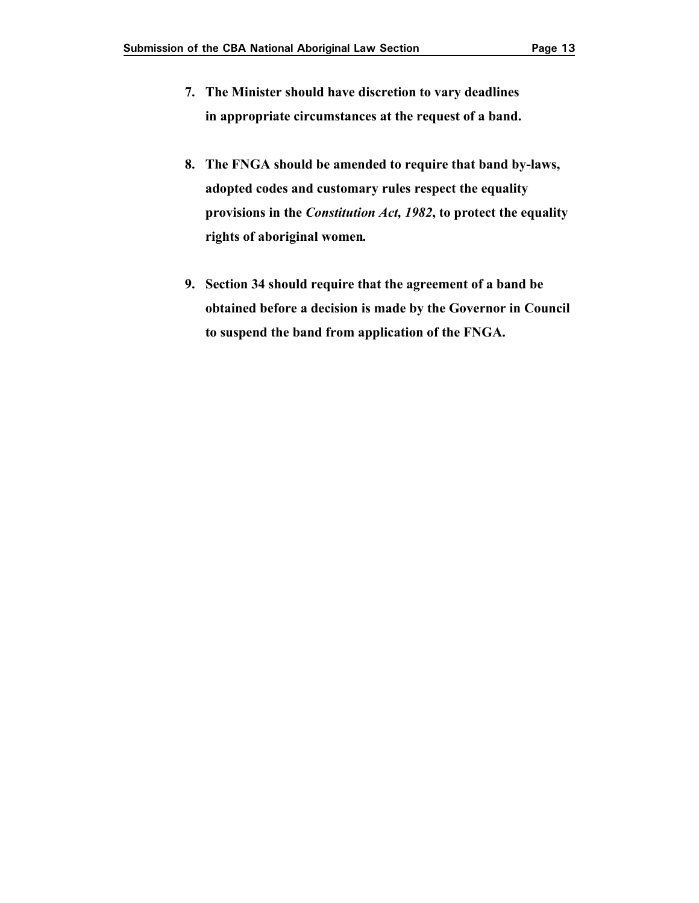7. **The Minister should have discretion to vary deadlines in appropriate circumstances at the request of a band.**

8. **The FNGA should be amended to require that band by-laws, adopted codes and customary rules respect the equality provisions in the *Constitution Act, 1982*, to protect the equality rights of aboriginal women*.***

9. **Section 34 should require that the agreement of a band be obtained before a decision is made by the Governor in Council to suspend the band from application of the FNGA.**